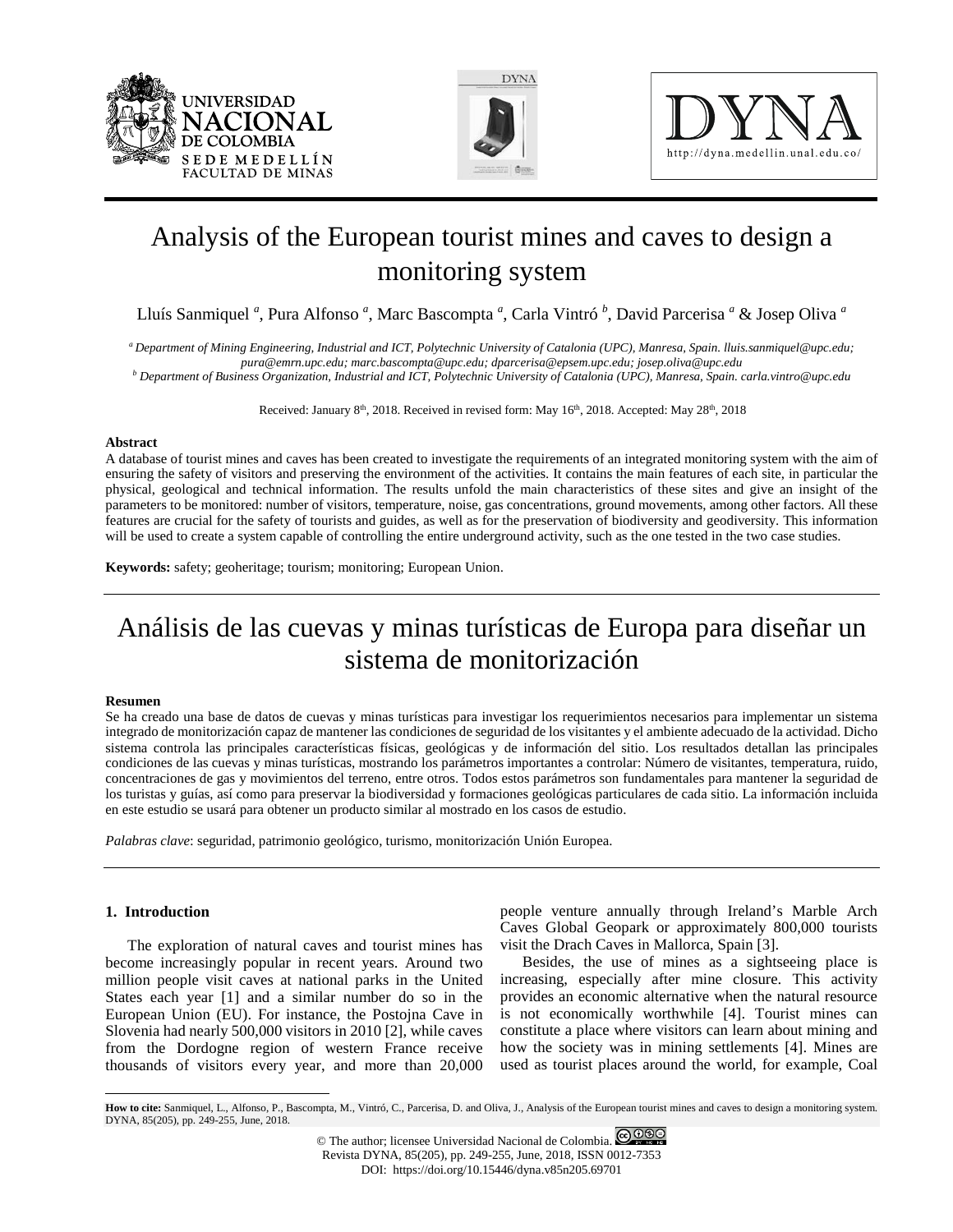# Analysis of the European tourist mines and caves to design a monitoring system

Lluís Sanmiquel [a], Pura Alfonso [a], Marc Bascompta [a], Carla Vintró [b], David Parcerisa [a] & Josep Oliva [a]

*[a] Department of Mining Engineering, Industrial and ICT, Polytechnic University of Catalonia (UPC), Manresa, Spain. lluis.sanmiquel@upc.edu; pura@emrn.upc.edu; marc.bascompta@upc.edu; dparcerisa@epsem.upc.edu; josep.oliva@upc.edu*
*[b] Department of Business Organization, Industrial and ICT, Polytechnic University of Catalonia (UPC), Manresa, Spain. carla.vintro@upc.edu*

Received: January 8th, 2018. Received in revised form: May 16th, 2018. Accepted: May 28th, 2018

**Abstract**

A database of tourist mines and caves has been created to investigate the requirements of an integrated monitoring system with the aim of ensuring the safety of visitors and preserving the environment of the activities. It contains the main features of each site, in particular the physical, geological and technical information. The results unfold the main characteristics of these sites and give an insight of the parameters to be monitored: number of visitors, temperature, noise, gas concentrations, ground movements, among other factors. All these features are crucial for the safety of tourists and guides, as well as for the preservation of biodiversity and geodiversity. This information will be used to create a system capable of controlling the entire underground activity, such as the one tested in the two case studies.

**Keywords:** safety; geoheritage; tourism; monitoring; European Union.

# Análisis de las cuevas y minas turísticas de Europa para diseñar un sistema de monitorización

**Resumen**

Se ha creado una base de datos de cuevas y minas turísticas para investigar los requerimientos necesarios para implementar un sistema integrado de monitorización capaz de mantener las condiciones de seguridad de los visitantes y el ambiente adecuado de la actividad. Dicho sistema controla las principales características físicas, geológicas y de información del sitio. Los resultados detallan las principales condiciones de las cuevas y minas turísticas, mostrando los parámetros importantes a controlar: Número de visitantes, temperatura, ruido, concentraciones de gas y movimientos del terreno, entre otros. Todos estos parámetros son fundamentales para mantener la seguridad de los turistas y guías, así como para preservar la biodiversidad y formaciones geológicas particulares de cada sitio. La información incluida en este estudio se usará para obtener un producto similar al mostrado en los casos de estudio.

*Palabras clave*: seguridad, patrimonio geológico, turismo, monitorización Unión Europea.

## 1. Introduction

The exploration of natural caves and tourist mines has become increasingly popular in recent years. Around two million people visit caves at national parks in the United States each year [1] and a similar number do so in the European Union (EU). For instance, the Postojna Cave in Slovenia had nearly 500,000 visitors in 2010 [2], while caves from the Dordogne region of western France receive thousands of visitors every year, and more than 20,000 people venture annually through Ireland's Marble Arch Caves Global Geopark or approximately 800,000 tourists visit the Drach Caves in Mallorca, Spain [3].

Besides, the use of mines as a sightseeing place is increasing, especially after mine closure. This activity provides an economic alternative when the natural resource is not economically worthwhile [4]. Tourist mines can constitute a place where visitors can learn about mining and how the society was in mining settlements [4]. Mines are used as tourist places around the world, for example, Coal

**How to cite:** Sanmiquel, L., Alfonso, P., Bascompta, M., Vintró, C., Parcerisa, D. and Oliva, J., Analysis of the European tourist mines and caves to design a monitoring system. DYNA, 85(205), pp. 249-255, June, 2018.

© The author; licensee Universidad Nacional de Colombia.
Revista DYNA, 85(205), pp. 249-255, June, 2018, ISSN 0012-7353
DOI: https://doi.org/10.15446/dyna.v85n205.69701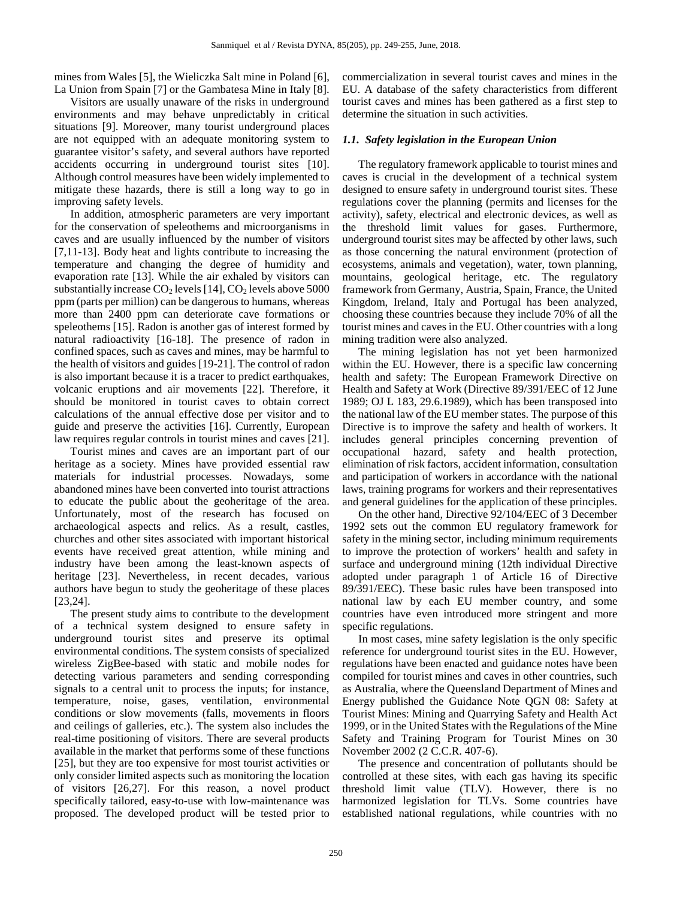mines from Wales [5], the Wieliczka Salt mine in Poland [6], La Union from Spain [7] or the Gambatesa Mine in Italy [8].

Visitors are usually unaware of the risks in underground environments and may behave unpredictably in critical situations [9]. Moreover, many tourist underground places are not equipped with an adequate monitoring system to guarantee visitor's safety, and several authors have reported accidents occurring in underground tourist sites [10]. Although control measures have been widely implemented to mitigate these hazards, there is still a long way to go in improving safety levels.

In addition, atmospheric parameters are very important for the conservation of speleothems and microorganisms in caves and are usually influenced by the number of visitors [7,11-13]. Body heat and lights contribute to increasing the temperature and changing the degree of humidity and evaporation rate [13]. While the air exhaled by visitors can substantially increase $CO_2$ levels [14], $CO_2$ levels above 5000 ppm (parts per million) can be dangerous to humans, whereas more than 2400 ppm can deteriorate cave formations or speleothems [15]. Radon is another gas of interest formed by natural radioactivity [16-18]. The presence of radon in confined spaces, such as caves and mines, may be harmful to the health of visitors and guides [19-21]. The control of radon is also important because it is a tracer to predict earthquakes, volcanic eruptions and air movements [22]. Therefore, it should be monitored in tourist caves to obtain correct calculations of the annual effective dose per visitor and to guide and preserve the activities [16]. Currently, European law requires regular controls in tourist mines and caves [21].

Tourist mines and caves are an important part of our heritage as a society. Mines have provided essential raw materials for industrial processes. Nowadays, some abandoned mines have been converted into tourist attractions to educate the public about the geoheritage of the area. Unfortunately, most of the research has focused on archaeological aspects and relics. As a result, castles, churches and other sites associated with important historical events have received great attention, while mining and industry have been among the least-known aspects of heritage [23]. Nevertheless, in recent decades, various authors have begun to study the geoheritage of these places [23,24].

The present study aims to contribute to the development of a technical system designed to ensure safety in underground tourist sites and preserve its optimal environmental conditions. The system consists of specialized wireless ZigBee-based with static and mobile nodes for detecting various parameters and sending corresponding signals to a central unit to process the inputs; for instance, temperature, noise, gases, ventilation, environmental conditions or slow movements (falls, movements in floors and ceilings of galleries, etc.). The system also includes the real-time positioning of visitors. There are several products available in the market that performs some of these functions [25], but they are too expensive for most tourist activities or only consider limited aspects such as monitoring the location of visitors [26,27]. For this reason, a novel product specifically tailored, easy-to-use with low-maintenance was proposed. The developed product will be tested prior to commercialization in several tourist caves and mines in the EU. A database of the safety characteristics from different tourist caves and mines has been gathered as a first step to determine the situation in such activities.

### *1.1. Safety legislation in the European Union*

The regulatory framework applicable to tourist mines and caves is crucial in the development of a technical system designed to ensure safety in underground tourist sites. These regulations cover the planning (permits and licenses for the activity), safety, electrical and electronic devices, as well as the threshold limit values for gases. Furthermore, underground tourist sites may be affected by other laws, such as those concerning the natural environment (protection of ecosystems, animals and vegetation), water, town planning, mountains, geological heritage, etc. The regulatory framework from Germany, Austria, Spain, France, the United Kingdom, Ireland, Italy and Portugal has been analyzed, choosing these countries because they include 70% of all the tourist mines and caves in the EU. Other countries with a long mining tradition were also analyzed.

The mining legislation has not yet been harmonized within the EU. However, there is a specific law concerning health and safety: The European Framework Directive on Health and Safety at Work (Directive 89/391/EEC of 12 June 1989; OJ L 183, 29.6.1989), which has been transposed into the national law of the EU member states. The purpose of this Directive is to improve the safety and health of workers. It includes general principles concerning prevention of occupational hazard, safety and health protection, elimination of risk factors, accident information, consultation and participation of workers in accordance with the national laws, training programs for workers and their representatives and general guidelines for the application of these principles.

On the other hand, Directive 92/104/EEC of 3 December 1992 sets out the common EU regulatory framework for safety in the mining sector, including minimum requirements to improve the protection of workers' health and safety in surface and underground mining (12th individual Directive adopted under paragraph 1 of Article 16 of Directive 89/391/EEC). These basic rules have been transposed into national law by each EU member country, and some countries have even introduced more stringent and more specific regulations.

In most cases, mine safety legislation is the only specific reference for underground tourist sites in the EU. However, regulations have been enacted and guidance notes have been compiled for tourist mines and caves in other countries, such as Australia, where the Queensland Department of Mines and Energy published the Guidance Note QGN 08: Safety at Tourist Mines: Mining and Quarrying Safety and Health Act 1999, or in the United States with the Regulations of the Mine Safety and Training Program for Tourist Mines on 30 November 2002 (2 C.C.R. 407-6).

The presence and concentration of pollutants should be controlled at these sites, with each gas having its specific threshold limit value (TLV). However, there is no harmonized legislation for TLVs. Some countries have established national regulations, while countries with no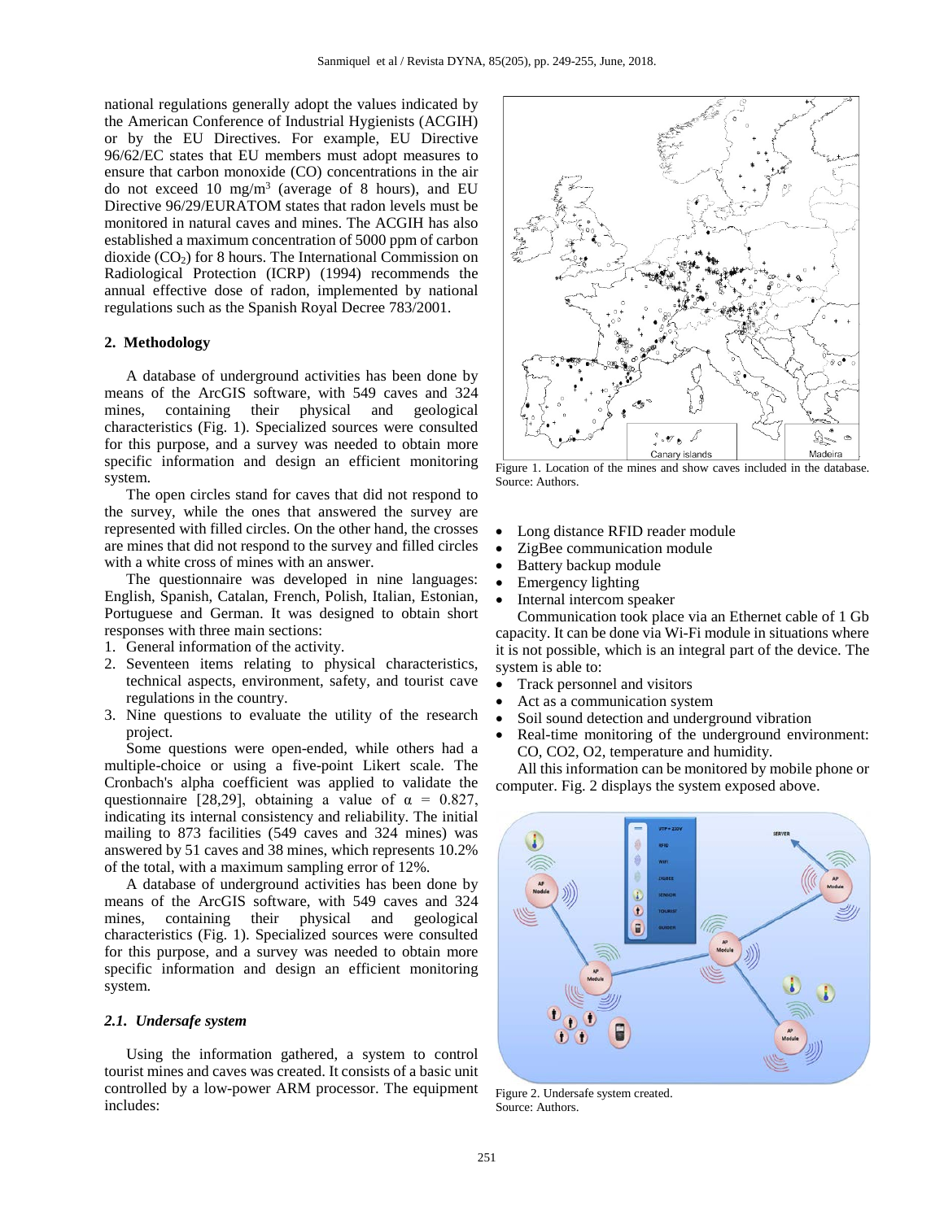national regulations generally adopt the values indicated by the American Conference of Industrial Hygienists (ACGIH) or by the EU Directives. For example, EU Directive 96/62/EC states that EU members must adopt measures to ensure that carbon monoxide (CO) concentrations in the air do not exceed 10 $mg/m^3$ (average of 8 hours), and EU Directive 96/29/EURATOM states that radon levels must be monitored in natural caves and mines. The ACGIH has also established a maximum concentration of 5000 ppm of carbon dioxide ($CO_2$) for 8 hours. The International Commission on Radiological Protection (ICRP) (1994) recommends the annual effective dose of radon, implemented by national regulations such as the Spanish Royal Decree 783/2001.

## 2. Methodology

A database of underground activities has been done by means of the ArcGIS software, with 549 caves and 324 mines, containing their physical and geological characteristics (Fig. 1). Specialized sources were consulted for this purpose, and a survey was needed to obtain more specific information and design an efficient monitoring system.

The open circles stand for caves that did not respond to the survey, while the ones that answered the survey are represented with filled circles. On the other hand, the crosses are mines that did not respond to the survey and filled circles with a white cross of mines with an answer.

The questionnaire was developed in nine languages: English, Spanish, Catalan, French, Polish, Italian, Estonian, Portuguese and German. It was designed to obtain short responses with three main sections:

1. General information of the activity.
2. Seventeen items relating to physical characteristics, technical aspects, environment, safety, and tourist cave regulations in the country.
3. Nine questions to evaluate the utility of the research project.

Some questions were open-ended, while others had a multiple-choice or using a five-point Likert scale. The Cronbach's alpha coefficient was applied to validate the questionnaire [28,29], obtaining a value of $\alpha = 0.827$, indicating its internal consistency and reliability. The initial mailing to 873 facilities (549 caves and 324 mines) was answered by 51 caves and 38 mines, which represents 10.2% of the total, with a maximum sampling error of 12%.

A database of underground activities has been done by means of the ArcGIS software, with 549 caves and 324 mines, containing their physical and geological characteristics (Fig. 1). Specialized sources were consulted for this purpose, and a survey was needed to obtain more specific information and design an efficient monitoring system.

### *2.1. Undersafe system*

Using the information gathered, a system to control tourist mines and caves was created. It consists of a basic unit controlled by a low-power ARM processor. The equipment includes:

- Long distance RFID reader module
- ZigBee communication module
- Battery backup module
- Emergency lighting
- Internal intercom speaker

Communication took place via an Ethernet cable of 1 Gb capacity. It can be done via Wi-Fi module in situations where it is not possible, which is an integral part of the device. The system is able to:

- Track personnel and visitors
- Act as a communication system
- Soil sound detection and underground vibration
- Real-time monitoring of the underground environment: CO, CO2, O2, temperature and humidity.

All this information can be monitored by mobile phone or computer. Fig. 2 displays the system exposed above.

Figure 1. Location of the mines and show caves included in the database.
Source: Authors.

Figure 2. Undersafe system created.
Source: Authors.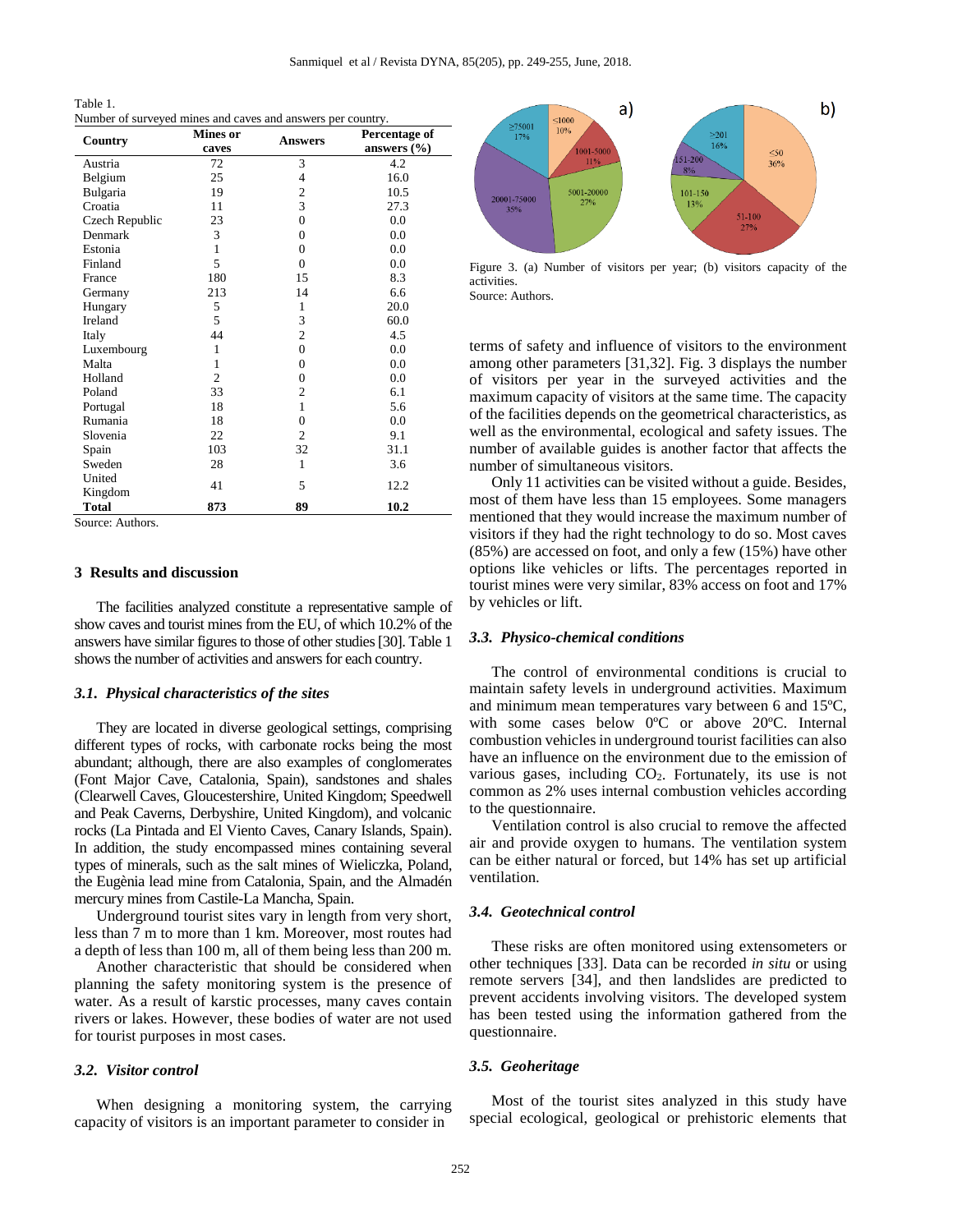Table 1.
Number of surveyed mines and caves and answers per country.

| Country | Mines or caves | Answers | Percentage of answers (%) |
|---|---|---|---|
| Austria | 72 | 3 | 4.2 |
| Belgium | 25 | 4 | 16.0 |
| Bulgaria | 19 | 2 | 10.5 |
| Croatia | 11 | 3 | 27.3 |
| Czech Republic | 23 | 0 | 0.0 |
| Denmark | 3 | 0 | 0.0 |
| Estonia | 1 | 0 | 0.0 |
| Finland | 5 | 0 | 0.0 |
| France | 180 | 15 | 8.3 |
| Germany | 213 | 14 | 6.6 |
| Hungary | 5 | 1 | 20.0 |
| Ireland | 5 | 3 | 60.0 |
| Italy | 44 | 2 | 4.5 |
| Luxembourg | 1 | 0 | 0.0 |
| Malta | 1 | 0 | 0.0 |
| Holland | 2 | 0 | 0.0 |
| Poland | 33 | 2 | 6.1 |
| Portugal | 18 | 1 | 5.6 |
| Rumania | 18 | 0 | 0.0 |
| Slovenia | 22 | 2 | 9.1 |
| Spain | 103 | 32 | 31.1 |
| Sweden | 28 | 1 | 3.6 |
| United Kingdom | 41 | 5 | 12.2 |
| **Total** | **873** | **89** | **10.2** |

Source: Authors.

## 3 Results and discussion

The facilities analyzed constitute a representative sample of show caves and tourist mines from the EU, of which 10.2% of the answers have similar figures to those of other studies [30]. Table 1 shows the number of activities and answers for each country.

### 3.1. *Physical characteristics of the sites*

They are located in diverse geological settings, comprising different types of rocks, with carbonate rocks being the most abundant; although, there are also examples of conglomerates (Font Major Cave, Catalonia, Spain), sandstones and shales (Clearwell Caves, Gloucestershire, United Kingdom; Speedwell and Peak Caverns, Derbyshire, United Kingdom), and volcanic rocks (La Pintada and El Viento Caves, Canary Islands, Spain). In addition, the study encompassed mines containing several types of minerals, such as the salt mines of Wieliczka, Poland, the Eugènia lead mine from Catalonia, Spain, and the Almadén mercury mines from Castile-La Mancha, Spain.

Underground tourist sites vary in length from very short, less than 7 m to more than 1 km. Moreover, most routes had a depth of less than 100 m, all of them being less than 200 m.

Another characteristic that should be considered when planning the safety monitoring system is the presence of water. As a result of karstic processes, many caves contain rivers or lakes. However, these bodies of water are not used for tourist purposes in most cases.

### 3.2. *Visitor control*

When designing a monitoring system, the carrying capacity of visitors is an important parameter to consider in terms of safety and influence of visitors to the environment among other parameters [31,32]. Fig. 3 displays the number of visitors per year in the surveyed activities and the maximum capacity of visitors at the same time. The capacity of the facilities depends on the geometrical characteristics, as well as the environmental, ecological and safety issues. The number of available guides is another factor that affects the number of simultaneous visitors.

Figure 3. (a) Number of visitors per year; (b) visitors capacity of the activities.
Source: Authors.

Only 11 activities can be visited without a guide. Besides, most of them have less than 15 employees. Some managers mentioned that they would increase the maximum number of visitors if they had the right technology to do so. Most caves (85%) are accessed on foot, and only a few (15%) have other options like vehicles or lifts. The percentages reported in tourist mines were very similar, 83% access on foot and 17% by vehicles or lift.

### 3.3. *Physico-chemical conditions*

The control of environmental conditions is crucial to maintain safety levels in underground activities. Maximum and minimum mean temperatures vary between 6 and 15ºC, with some cases below 0ºC or above 20ºC. Internal combustion vehicles in underground tourist facilities can also have an influence on the environment due to the emission of various gases, including $CO_2$. Fortunately, its use is not common as 2% uses internal combustion vehicles according to the questionnaire.

Ventilation control is also crucial to remove the affected air and provide oxygen to humans. The ventilation system can be either natural or forced, but 14% has set up artificial ventilation.

### 3.4. *Geotechnical control*

These risks are often monitored using extensometers or other techniques [33]. Data can be recorded *in situ* or using remote servers [34], and then landslides are predicted to prevent accidents involving visitors. The developed system has been tested using the information gathered from the questionnaire.

### 3.5. *Geoheritage*

Most of the tourist sites analyzed in this study have special ecological, geological or prehistoric elements that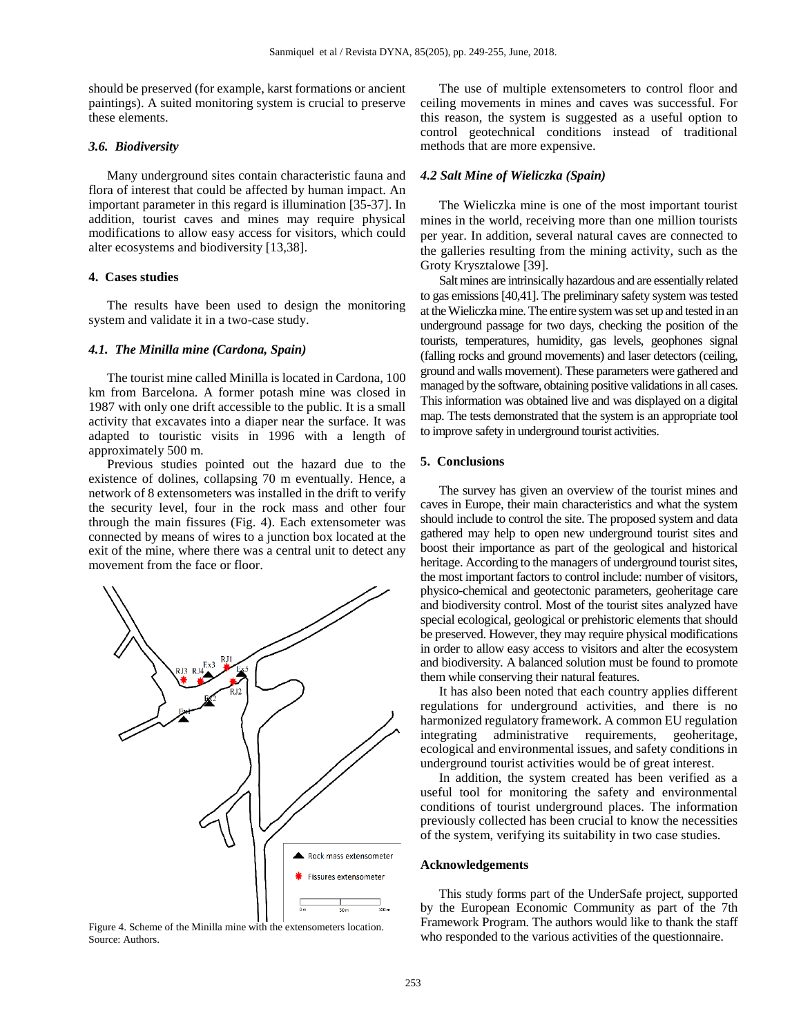should be preserved (for example, karst formations or ancient paintings). A suited monitoring system is crucial to preserve these elements.

### *3.6. Biodiversity*

Many underground sites contain characteristic fauna and flora of interest that could be affected by human impact. An important parameter in this regard is illumination [35-37]. In addition, tourist caves and mines may require physical modifications to allow easy access for visitors, which could alter ecosystems and biodiversity [13,38].

## 4. Cases studies

The results have been used to design the monitoring system and validate it in a two-case study.

### *4.1. The Minilla mine (Cardona, Spain)*

The tourist mine called Minilla is located in Cardona, 100 km from Barcelona. A former potash mine was closed in 1987 with only one drift accessible to the public. It is a small activity that excavates into a diaper near the surface. It was adapted to touristic visits in 1996 with a length of approximately 500 m.

Previous studies pointed out the hazard due to the existence of dolines, collapsing 70 m eventually. Hence, a network of 8 extensometers was installed in the drift to verify the security level, four in the rock mass and other four through the main fissures (Fig. 4). Each extensometer was connected by means of wires to a junction box located at the exit of the mine, where there was a central unit to detect any movement from the face or floor.

RJ3 RJ4 Ex3 RJ1 Ex5 RJ2 Ex2 Ex1

Rock mass extensometer

Fissures extensometer

0 m 50 m 100 m

Figure 4. Scheme of the Minilla mine with the extensometers location.
Source: Authors.

The use of multiple extensometers to control floor and ceiling movements in mines and caves was successful. For this reason, the system is suggested as a useful option to control geotechnical conditions instead of traditional methods that are more expensive.

### *4.2 Salt Mine of Wieliczka (Spain)*

The Wieliczka mine is one of the most important tourist mines in the world, receiving more than one million tourists per year. In addition, several natural caves are connected to the galleries resulting from the mining activity, such as the Groty Krysztalowe [39].

Salt mines are intrinsically hazardous and are essentially related to gas emissions [40,41]. The preliminary safety system was tested at the Wieliczka mine. The entire system was set up and tested in an underground passage for two days, checking the position of the tourists, temperatures, humidity, gas levels, geophones signal (falling rocks and ground movements) and laser detectors (ceiling, ground and walls movement). These parameters were gathered and managed by the software, obtaining positive validations in all cases. This information was obtained live and was displayed on a digital map. The tests demonstrated that the system is an appropriate tool to improve safety in underground tourist activities.

## 5. Conclusions

The survey has given an overview of the tourist mines and caves in Europe, their main characteristics and what the system should include to control the site. The proposed system and data gathered may help to open new underground tourist sites and boost their importance as part of the geological and historical heritage. According to the managers of underground tourist sites, the most important factors to control include: number of visitors, physico-chemical and geotectonic parameters, geoheritage care and biodiversity control. Most of the tourist sites analyzed have special ecological, geological or prehistoric elements that should be preserved. However, they may require physical modifications in order to allow easy access to visitors and alter the ecosystem and biodiversity. A balanced solution must be found to promote them while conserving their natural features.

It has also been noted that each country applies different regulations for underground activities, and there is no harmonized regulatory framework. A common EU regulation integrating administrative requirements, geoheritage, ecological and environmental issues, and safety conditions in underground tourist activities would be of great interest.

In addition, the system created has been verified as a useful tool for monitoring the safety and environmental conditions of tourist underground places. The information previously collected has been crucial to know the necessities of the system, verifying its suitability in two case studies.

## Acknowledgements

This study forms part of the UnderSafe project, supported by the European Economic Community as part of the 7th Framework Program. The authors would like to thank the staff who responded to the various activities of the questionnaire.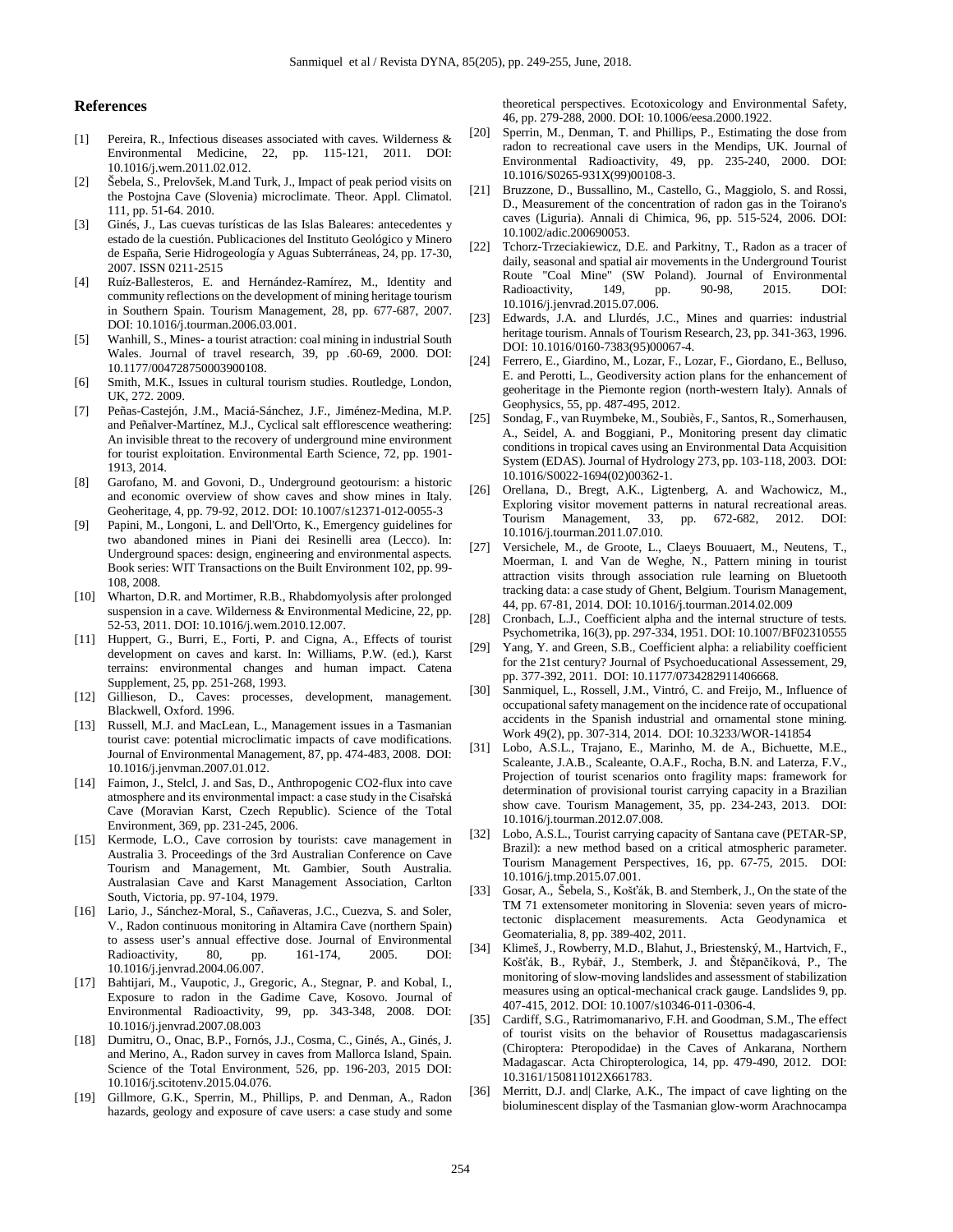## References

[1] Pereira, R., Infectious diseases associated with caves. Wilderness & Environmental Medicine, 22, pp. 115-121, 2011. DOI: 10.1016/j.wem.2011.02.012.

[2] Šebela, S., Prelovšek, M.and Turk, J., Impact of peak period visits on the Postojna Cave (Slovenia) microclimate. Theor. Appl. Climatol. 111, pp. 51-64. 2010.

[3] Ginés, J., Las cuevas turísticas de las Islas Baleares: antecedentes y estado de la cuestión. Publicaciones del Instituto Geológico y Minero de España, Serie Hidrogeología y Aguas Subterráneas, 24, pp. 17-30, 2007. ISSN 0211-2515

[4] Ruíz-Ballesteros, E. and Hernández-Ramírez, M., Identity and community reflections on the development of mining heritage tourism in Southern Spain. Tourism Management, 28, pp. 677-687, 2007. DOI: 10.1016/j.tourman.2006.03.001.

[5] Wanhill, S., Mines- a tourist atraction: coal mining in industrial South Wales. Journal of travel research, 39, pp .60-69, 2000. DOI: 10.1177/004728750003900108.

[6] Smith, M.K., Issues in cultural tourism studies. Routledge, London, UK, 272. 2009.

[7] Peñas-Castejón, J.M., Maciá-Sánchez, J.F., Jiménez-Medina, M.P. and Peñalver-Martínez, M.J., Cyclical salt efflorescence weathering: An invisible threat to the recovery of underground mine environment for tourist exploitation. Environmental Earth Science, 72, pp. 1901-1913, 2014.

[8] Garofano, M. and Govoni, D., Underground geotourism: a historic and economic overview of show caves and show mines in Italy. Geoheritage, 4, pp. 79-92, 2012. DOI: 10.1007/s12371-012-0055-3

[9] Papini, M., Longoni, L. and Dell'Orto, K., Emergency guidelines for two abandoned mines in Piani dei Resinelli area (Lecco). In: Underground spaces: design, engineering and environmental aspects. Book series: WIT Transactions on the Built Environment 102, pp. 99-108, 2008.

[10] Wharton, D.R. and Mortimer, R.B., Rhabdomyolysis after prolonged suspension in a cave. Wilderness & Environmental Medicine, 22, pp. 52-53, 2011. DOI: 10.1016/j.wem.2010.12.007.

[11] Huppert, G., Burri, E., Forti, P. and Cigna, A., Effects of tourist development on caves and karst. In: Williams, P.W. (ed.), Karst terrains: environmental changes and human impact. Catena Supplement, 25, pp. 251-268, 1993.

[12] Gillieson, D., Caves: processes, development, management. Blackwell, Oxford. 1996.

[13] Russell, M.J. and MacLean, L., Management issues in a Tasmanian tourist cave: potential microclimatic impacts of cave modifications. Journal of Environmental Management, 87, pp. 474-483, 2008. DOI: 10.1016/j.jenvman.2007.01.012.

[14] Faimon, J., Stelcl, J. and Sas, D., Anthropogenic CO2-flux into cave atmosphere and its environmental impact: a case study in the Císařská Cave (Moravian Karst, Czech Republic). Science of the Total Environment, 369, pp. 231-245, 2006.

[15] Kermode, L.O., Cave corrosion by tourists: cave management in Australia 3. Proceedings of the 3rd Australian Conference on Cave Tourism and Management, Mt. Gambier, South Australia. Australasian Cave and Karst Management Association, Carlton South, Victoria, pp. 97-104, 1979.

[16] Lario, J., Sánchez-Moral, S., Cañaveras, J.C., Cuezva, S. and Soler, V., Radon continuous monitoring in Altamira Cave (northern Spain) to assess user's annual effective dose. Journal of Environmental Radioactivity, 80, pp. 161-174, 2005. DOI: 10.1016/j.jenvrad.2004.06.007.

[17] Bahtijari, M., Vaupotic, J., Gregoric, A., Stegnar, P. and Kobal, I., Exposure to radon in the Gadime Cave, Kosovo. Journal of Environmental Radioactivity, 99, pp. 343-348, 2008. DOI: 10.1016/j.jenvrad.2007.08.003

[18] Dumitru, O., Onac, B.P., Fornós, J.J., Cosma, C., Ginés, A., Ginés, J. and Merino, A., Radon survey in caves from Mallorca Island, Spain. Science of the Total Environment, 526, pp. 196-203, 2015 DOI: 10.1016/j.scitotenv.2015.04.076.

[19] Gillmore, G.K., Sperrin, M., Phillips, P. and Denman, A., Radon hazards, geology and exposure of cave users: a case study and some theoretical perspectives. Ecotoxicology and Environmental Safety, 46, pp. 279-288, 2000. DOI: 10.1006/eesa.2000.1922.

[20] Sperrin, M., Denman, T. and Phillips, P., Estimating the dose from radon to recreational cave users in the Mendips, UK. Journal of Environmental Radioactivity, 49, pp. 235-240, 2000. DOI: 10.1016/S0265-931X(99)00108-3.

[21] Bruzzone, D., Bussallino, M., Castello, G., Maggiolo, S. and Rossi, D., Measurement of the concentration of radon gas in the Toirano's caves (Liguria). Annali di Chimica, 96, pp. 515-524, 2006. DOI: 10.1002/adic.200690053.

[22] Tchorz-Trzeciakiewicz, D.E. and Parkitny, T., Radon as a tracer of daily, seasonal and spatial air movements in the Underground Tourist Route "Coal Mine" (SW Poland). Journal of Environmental Radioactivity, 149, pp. 90-98, 2015. DOI: 10.1016/j.jenvrad.2015.07.006.

[23] Edwards, J.A. and Llurdés, J.C., Mines and quarries: industrial heritage tourism. Annals of Tourism Research, 23, pp. 341-363, 1996. DOI: 10.1016/0160-7383(95)00067-4.

[24] Ferrero, E., Giardino, M., Lozar, F., Lozar, F., Giordano, E., Belluso, E. and Perotti, L., Geodiversity action plans for the enhancement of geoheritage in the Piemonte region (north-western Italy). Annals of Geophysics, 55, pp. 487-495, 2012.

[25] Sondag, F., van Ruymbeke, M., Soubiès, F., Santos, R., Somerhausen, A., Seidel, A. and Boggiani, P., Monitoring present day climatic conditions in tropical caves using an Environmental Data Acquisition System (EDAS). Journal of Hydrology 273, pp. 103-118, 2003. DOI: 10.1016/S0022-1694(02)00362-1.

[26] Orellana, D., Bregt, A.K., Ligtenberg, A. and Wachowicz, M., Exploring visitor movement patterns in natural recreational areas. Tourism Management, 33, pp. 672-682, 2012. DOI: 10.1016/j.tourman.2011.07.010.

[27] Versichele, M., de Groote, L., Claeys Bouuaert, M., Neutens, T., Moerman, I. and Van de Weghe, N., Pattern mining in tourist attraction visits through association rule learning on Bluetooth tracking data: a case study of Ghent, Belgium. Tourism Management, 44, pp. 67-81, 2014. DOI: 10.1016/j.tourman.2014.02.009

[28] Cronbach, L.J., Coefficient alpha and the internal structure of tests. Psychometrika, 16(3), pp. 297-334, 1951. DOI: 10.1007/BF02310555

[29] Yang, Y. and Green, S.B., Coefficient alpha: a reliability coefficient for the 21st century? Journal of Psychoeducational Assessement, 29, pp. 377-392, 2011. DOI: 10.1177/0734282911406668.

[30] Sanmiquel, L., Rossell, J.M., Vintró, C. and Freijo, M., Influence of occupational safety management on the incidence rate of occupational accidents in the Spanish industrial and ornamental stone mining. Work 49(2), pp. 307-314, 2014. DOI: 10.3233/WOR-141854

[31] Lobo, A.S.L., Trajano, E., Marinho, M. de A., Bichuette, M.E., Scaleante, J.A.B., Scaleante, O.A.F., Rocha, B.N. and Laterza, F.V., Projection of tourist scenarios onto fragility maps: framework for determination of provisional tourist carrying capacity in a Brazilian show cave. Tourism Management, 35, pp. 234-243, 2013. DOI: 10.1016/j.tourman.2012.07.008.

[32] Lobo, A.S.L., Tourist carrying capacity of Santana cave (PETAR-SP, Brazil): a new method based on a critical atmospheric parameter. Tourism Management Perspectives, 16, pp. 67-75, 2015. DOI: 10.1016/j.tmp.2015.07.001.

[33] Gosar, A., Šebela, S., Košťák, B. and Stemberk, J., On the state of the TM 71 extensometer monitoring in Slovenia: seven years of micro-tectonic displacement measurements. Acta Geodynamica et Geomaterialia, 8, pp. 389-402, 2011.

[34] Klimeš, J., Rowberry, M.D., Blahut, J., Briestenský, M., Hartvich, F., Košťák, B., Rybář, J., Stemberk, J. and Štěpančíková, P., The monitoring of slow-moving landslides and assessment of stabilization measures using an optical-mechanical crack gauge. Landslides 9, pp. 407-415, 2012. DOI: 10.1007/s10346-011-0306-4.

[35] Cardiff, S.G., Ratrimomanarivo, F.H. and Goodman, S.M., The effect of tourist visits on the behavior of Rousettus madagascariensis (Chiroptera: Pteropodidae) in the Caves of Ankarana, Northern Madagascar. Acta Chiropterologica, 14, pp. 479-490, 2012. DOI: 10.3161/150811012X661783.

[36] Merritt, D.J. and| Clarke, A.K., The impact of cave lighting on the bioluminescent display of the Tasmanian glow-worm Arachnocampa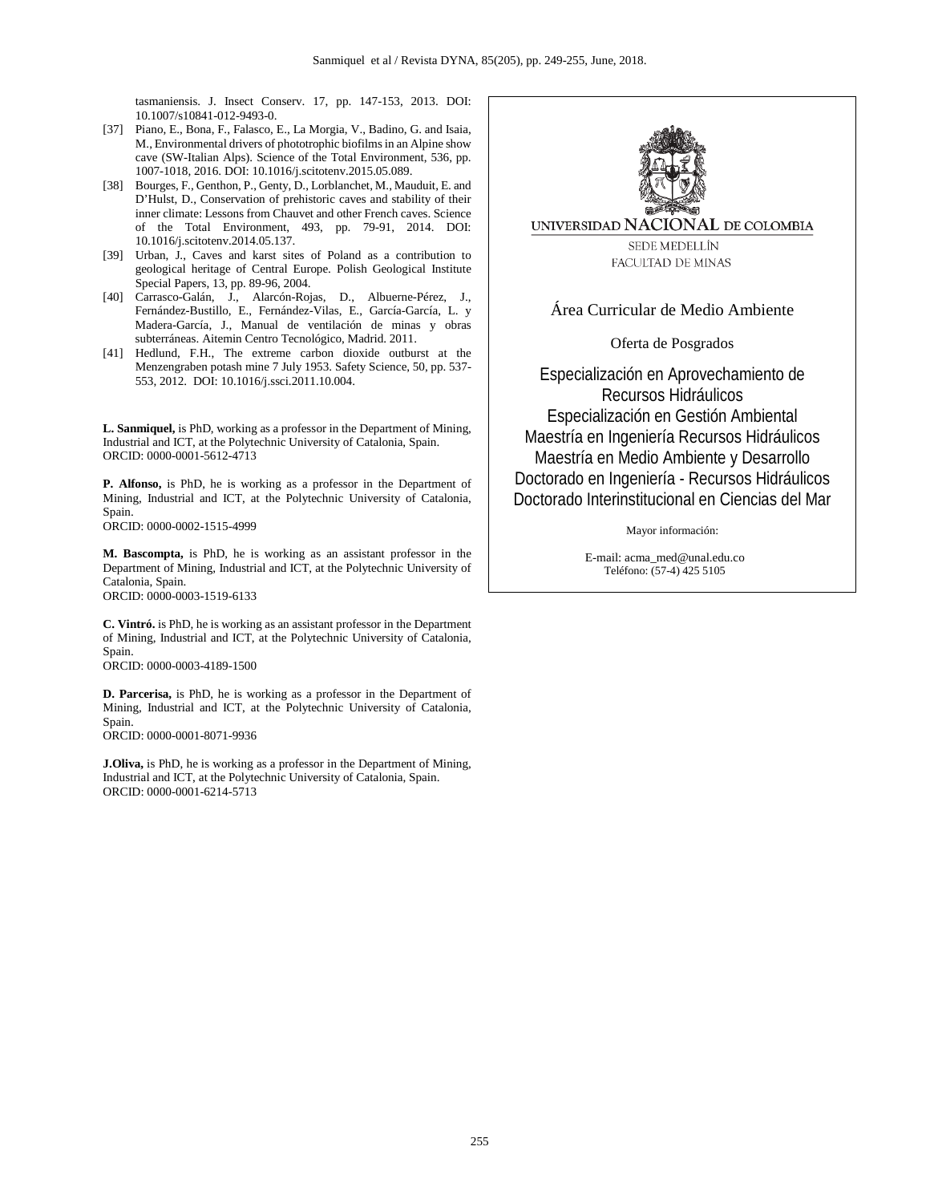tasmaniensis. J. Insect Conserv. 17, pp. 147-153, 2013. DOI: 10.1007/s10841-012-9493-0.

[37] Piano, E., Bona, F., Falasco, E., La Morgia, V., Badino, G. and Isaia, M., Environmental drivers of phototrophic biofilms in an Alpine show cave (SW-Italian Alps). Science of the Total Environment, 536, pp. 1007-1018, 2016. DOI: 10.1016/j.scitotenv.2015.05.089.

[38] Bourges, F., Genthon, P., Genty, D., Lorblanchet, M., Mauduit, E. and D'Hulst, D., Conservation of prehistoric caves and stability of their inner climate: Lessons from Chauvet and other French caves. Science of the Total Environment, 493, pp. 79-91, 2014. DOI: 10.1016/j.scitotenv.2014.05.137.

[39] Urban, J., Caves and karst sites of Poland as a contribution to geological heritage of Central Europe. Polish Geological Institute Special Papers, 13, pp. 89-96, 2004.

[40] Carrasco-Galán, J., Alarcón-Rojas, D., Albuerne-Pérez, J., Fernández-Bustillo, E., Fernández-Vilas, E., García-García, L. y Madera-García, J., Manual de ventilación de minas y obras subterráneas. Aitemin Centro Tecnológico, Madrid. 2011.

[41] Hedlund, F.H., The extreme carbon dioxide outburst at the Menzengraben potash mine 7 July 1953. Safety Science, 50, pp. 537-553, 2012. DOI: 10.1016/j.ssci.2011.10.004.

**L. Sanmiquel,** is PhD, working as a professor in the Department of Mining, Industrial and ICT, at the Polytechnic University of Catalonia, Spain.
ORCID: 0000-0001-5612-4713

**P. Alfonso,** is PhD, he is working as a professor in the Department of Mining, Industrial and ICT, at the Polytechnic University of Catalonia, Spain.
ORCID: 0000-0002-1515-4999

**M. Bascompta,** is PhD, he is working as an assistant professor in the Department of Mining, Industrial and ICT, at the Polytechnic University of Catalonia, Spain.
ORCID: 0000-0003-1519-6133

**C. Vintró.** is PhD, he is working as an assistant professor in the Department of Mining, Industrial and ICT, at the Polytechnic University of Catalonia, Spain.
ORCID: 0000-0003-4189-1500

**D. Parcerisa,** is PhD, he is working as a professor in the Department of Mining, Industrial and ICT, at the Polytechnic University of Catalonia, Spain.
ORCID: 0000-0001-8071-9936

**J.Oliva,** is PhD, he is working as a professor in the Department of Mining, Industrial and ICT, at the Polytechnic University of Catalonia, Spain.
ORCID: 0000-0001-6214-5713

UNIVERSIDAD NACIONAL DE COLOMBIA

SEDE MEDELLÍN
FACULTAD DE MINAS

Área Curricular de Medio Ambiente

Oferta de Posgrados

Especialización en Aprovechamiento de Recursos Hidráulicos
Especialización en Gestión Ambiental
Maestría en Ingeniería Recursos Hidráulicos
Maestría en Medio Ambiente y Desarrollo
Doctorado en Ingeniería - Recursos Hidráulicos
Doctorado Interinstitucional en Ciencias del Mar

Mayor información:

E-mail: acma_med@unal.edu.co
Teléfono: (57-4) 425 5105